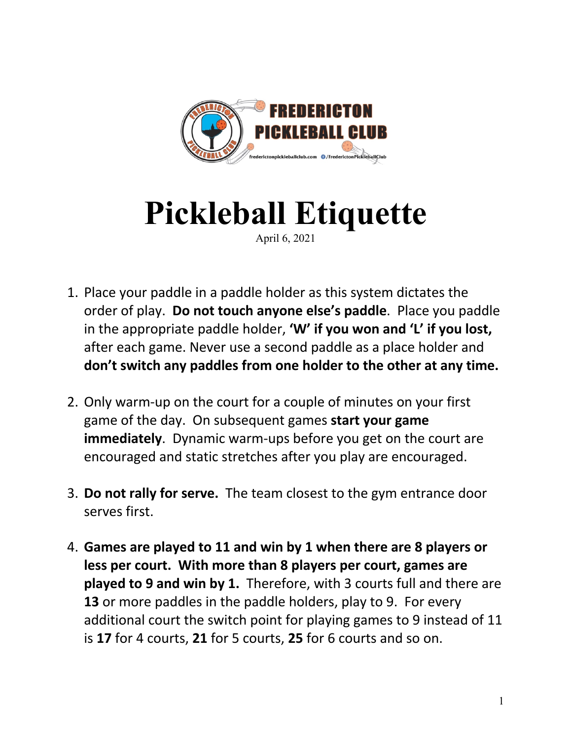# Pickleball Etiquette

April 6, 2021

1. Place your paddle in a paddle holder as this system dictates the order of play. **Do not touch anyone else's paddle**. Place you paddle in the appropriate paddle holder, **'W' if you won and 'L' if you lost,** after each game. Never use a second paddle as a place holder and **don't switch any paddles from one holder to the other at any time.**

2. Only warm-up on the court for a couple of minutes on your first game of the day. On subsequent games **start your game immediately**. Dynamic warm-ups before you get on the court are encouraged and static stretches after you play are encouraged.

3. **Do not rally for serve.** The team closest to the gym entrance door serves first.

4. **Games are played to 11 and win by 1 when there are 8 players or less per court. With more than 8 players per court, games are played to 9 and win by 1.** Therefore, with 3 courts full and there are **13** or more paddles in the paddle holders, play to 9. For every additional court the switch point for playing games to 9 instead of 11 is **17** for 4 courts, **21** for 5 courts, **25** for 6 courts and so on.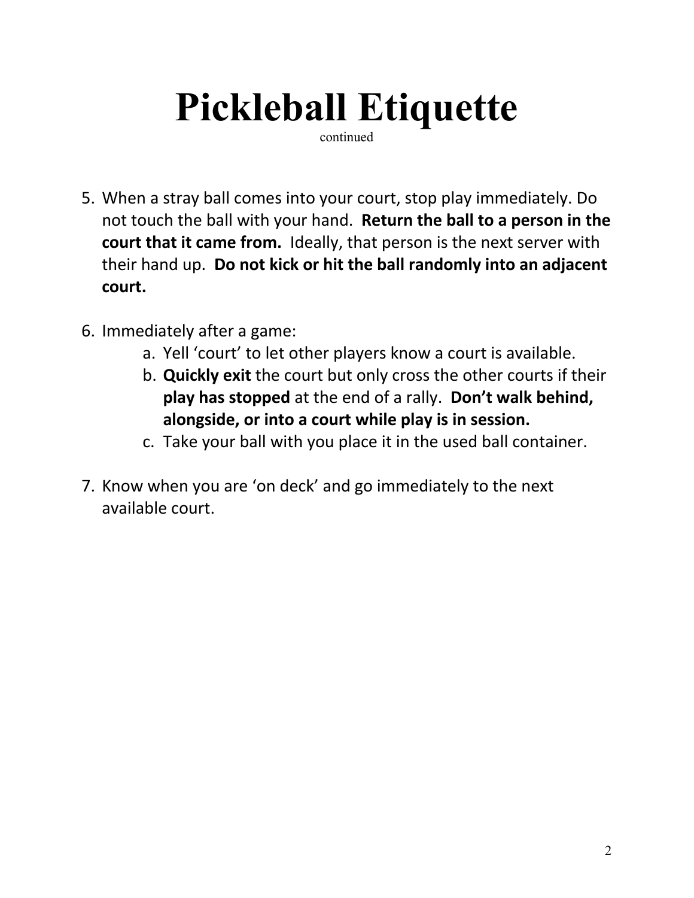# Pickleball Etiquette

continued

5. When a stray ball comes into your court, stop play immediately. Do not touch the ball with your hand. **Return the ball to a person in the court that it came from.** Ideally, that person is the next server with their hand up. **Do not kick or hit the ball randomly into an adjacent court.**

6. Immediately after a game:
    a. Yell 'court' to let other players know a court is available.
    b. **Quickly exit** the court but only cross the other courts if their **play has stopped** at the end of a rally. **Don't walk behind, alongside, or into a court while play is in session.**
    c. Take your ball with you place it in the used ball container.

7. Know when you are 'on deck' and go immediately to the next available court.